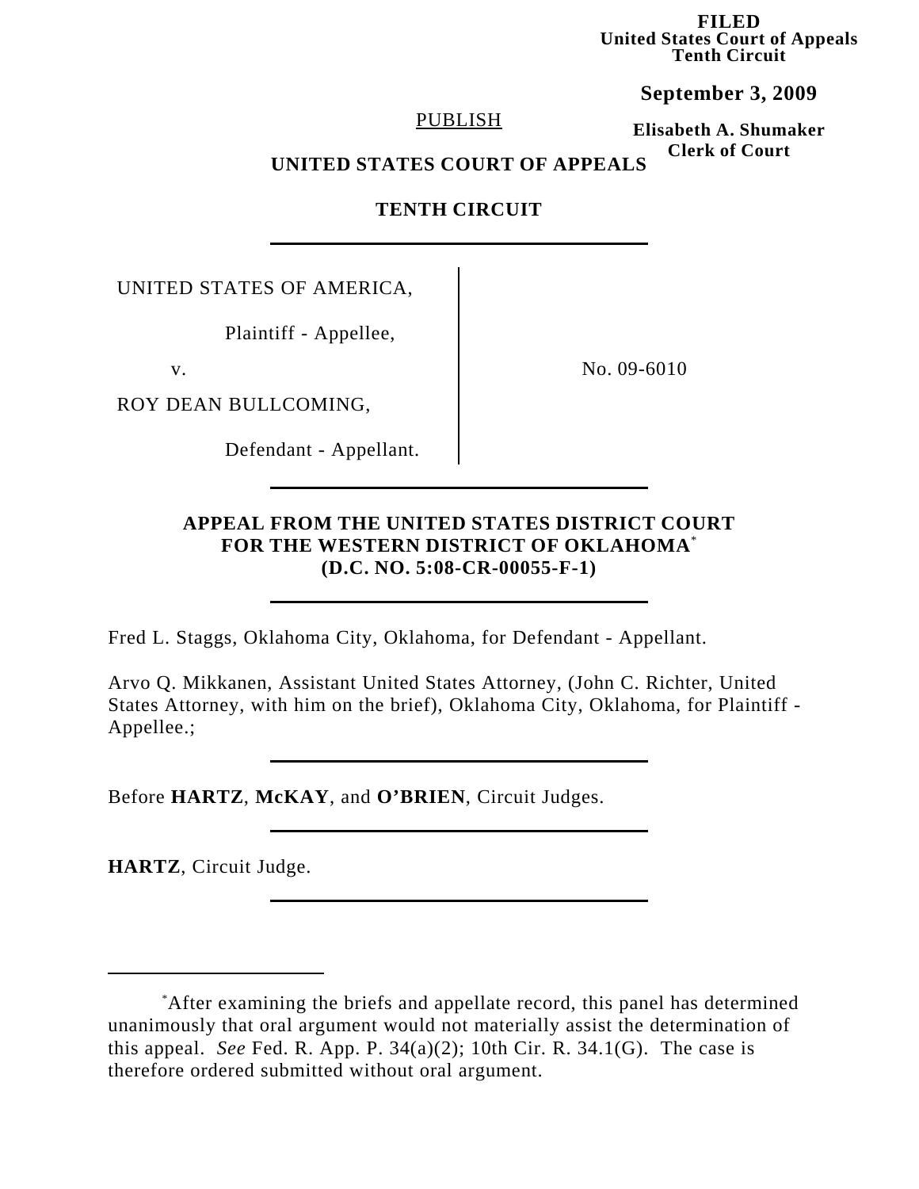**FILED**
**United States Court of Appeals**
**Tenth Circuit**

**September 3, 2009**

**Elisabeth A. Shumaker**
**Clerk of Court**

PUBLISH

**UNITED STATES COURT OF APPEALS**

**TENTH CIRCUIT**

| | |
|---|---|
| UNITED STATES OF AMERICA,<br><br>Plaintiff - Appellee,<br><br>v.<br><br>ROY DEAN BULLCOMING,<br><br>Defendant - Appellant. | No. 09-6010 |

**APPEAL FROM THE UNITED STATES DISTRICT COURT FOR THE WESTERN DISTRICT OF OKLAHOMA**[*]
**(D.C. NO. 5:08-CR-00055-F-1)**

Fred L. Staggs, Oklahoma City, Oklahoma, for Defendant - Appellant.

Arvo Q. Mikkanen, Assistant United States Attorney, (John C. Richter, United States Attorney, with him on the brief), Oklahoma City, Oklahoma, for Plaintiff - Appellee.;

Before **HARTZ**, **McKAY**, and **O'BRIEN**, Circuit Judges.

**HARTZ**, Circuit Judge.

---

[*]After examining the briefs and appellate record, this panel has determined unanimously that oral argument would not materially assist the determination of this appeal. *See* Fed. R. App. P. 34(a)(2); 10th Cir. R. 34.1(G). The case is therefore ordered submitted without oral argument.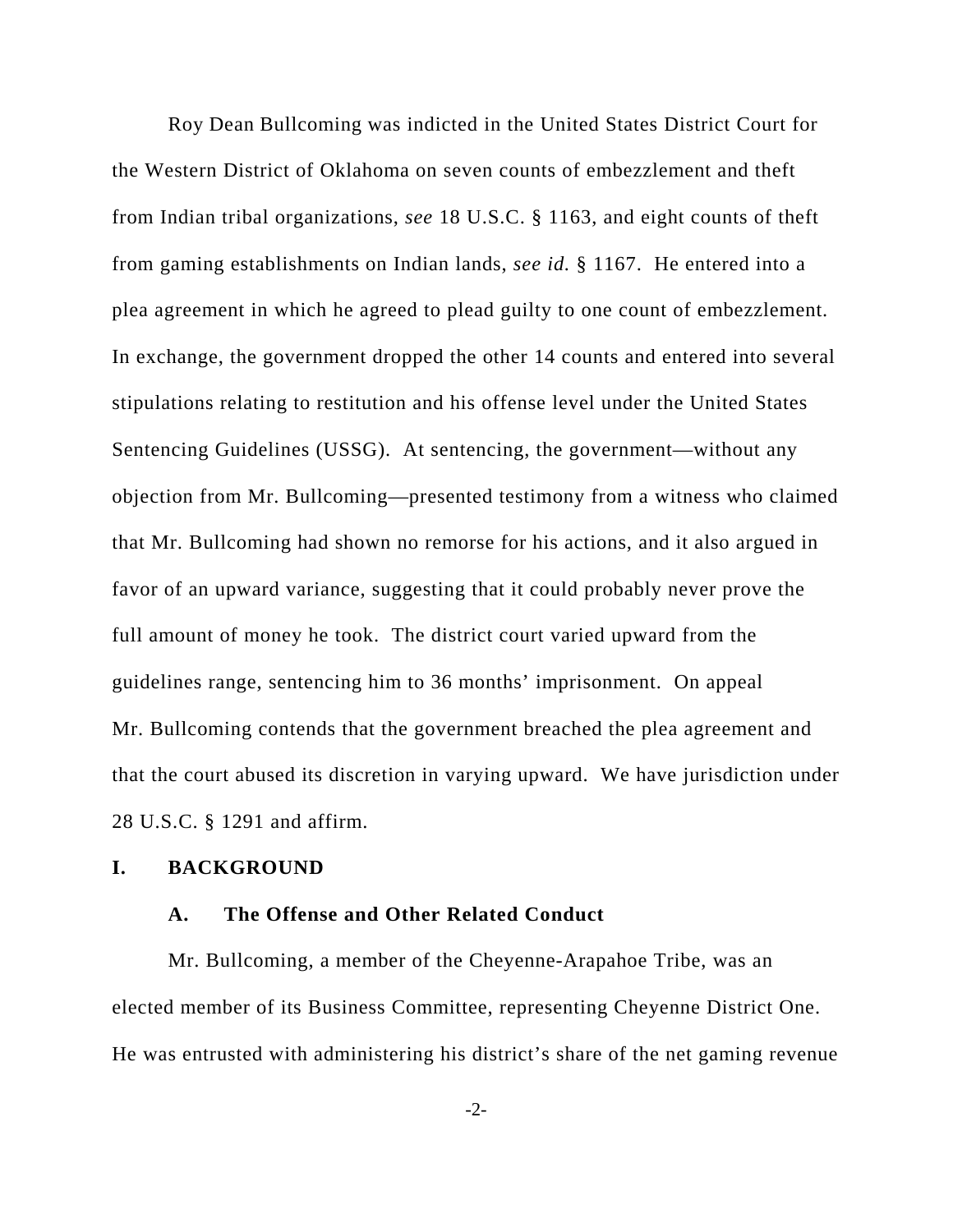Roy Dean Bullcoming was indicted in the United States District Court for the Western District of Oklahoma on seven counts of embezzlement and theft from Indian tribal organizations, *see* 18 U.S.C. § 1163, and eight counts of theft from gaming establishments on Indian lands, *see id.* § 1167. He entered into a plea agreement in which he agreed to plead guilty to one count of embezzlement. In exchange, the government dropped the other 14 counts and entered into several stipulations relating to restitution and his offense level under the United States Sentencing Guidelines (USSG). At sentencing, the government—without any objection from Mr. Bullcoming—presented testimony from a witness who claimed that Mr. Bullcoming had shown no remorse for his actions, and it also argued in favor of an upward variance, suggesting that it could probably never prove the full amount of money he took. The district court varied upward from the guidelines range, sentencing him to 36 months' imprisonment. On appeal Mr. Bullcoming contends that the government breached the plea agreement and that the court abused its discretion in varying upward. We have jurisdiction under 28 U.S.C. § 1291 and affirm.

## I. BACKGROUND

### A. The Offense and Other Related Conduct

Mr. Bullcoming, a member of the Cheyenne-Arapahoe Tribe, was an elected member of its Business Committee, representing Cheyenne District One. He was entrusted with administering his district's share of the net gaming revenue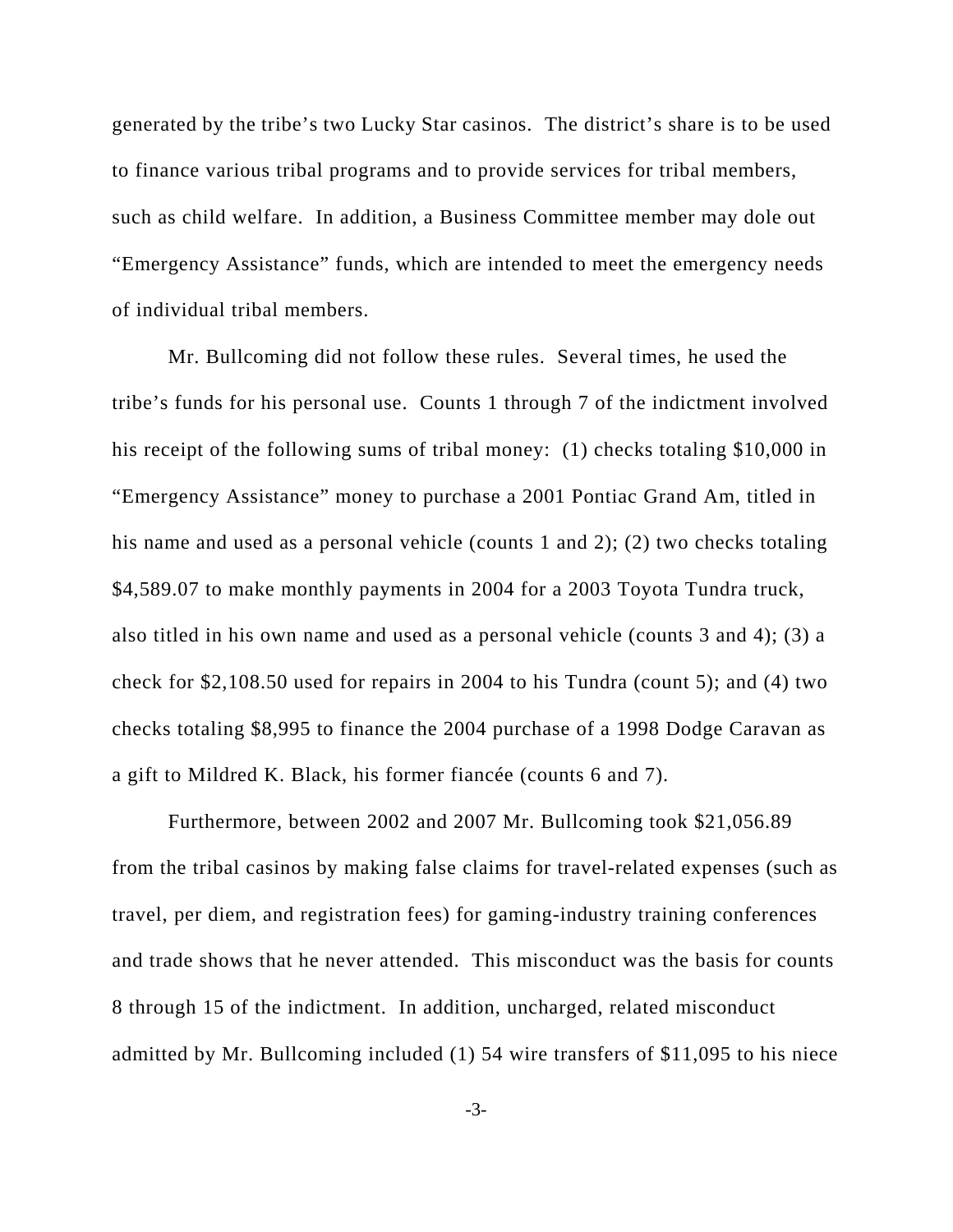generated by the tribe's two Lucky Star casinos. The district's share is to be used to finance various tribal programs and to provide services for tribal members, such as child welfare. In addition, a Business Committee member may dole out "Emergency Assistance" funds, which are intended to meet the emergency needs of individual tribal members.

Mr. Bullcoming did not follow these rules. Several times, he used the tribe's funds for his personal use. Counts 1 through 7 of the indictment involved his receipt of the following sums of tribal money: (1) checks totaling $10,000 in "Emergency Assistance" money to purchase a 2001 Pontiac Grand Am, titled in his name and used as a personal vehicle (counts 1 and 2); (2) two checks totaling $4,589.07 to make monthly payments in 2004 for a 2003 Toyota Tundra truck, also titled in his own name and used as a personal vehicle (counts 3 and 4); (3) a check for $2,108.50 used for repairs in 2004 to his Tundra (count 5); and (4) two checks totaling $8,995 to finance the 2004 purchase of a 1998 Dodge Caravan as a gift to Mildred K. Black, his former fiancée (counts 6 and 7).

Furthermore, between 2002 and 2007 Mr. Bullcoming took $21,056.89 from the tribal casinos by making false claims for travel-related expenses (such as travel, per diem, and registration fees) for gaming-industry training conferences and trade shows that he never attended. This misconduct was the basis for counts 8 through 15 of the indictment. In addition, uncharged, related misconduct admitted by Mr. Bullcoming included (1) 54 wire transfers of $11,095 to his niece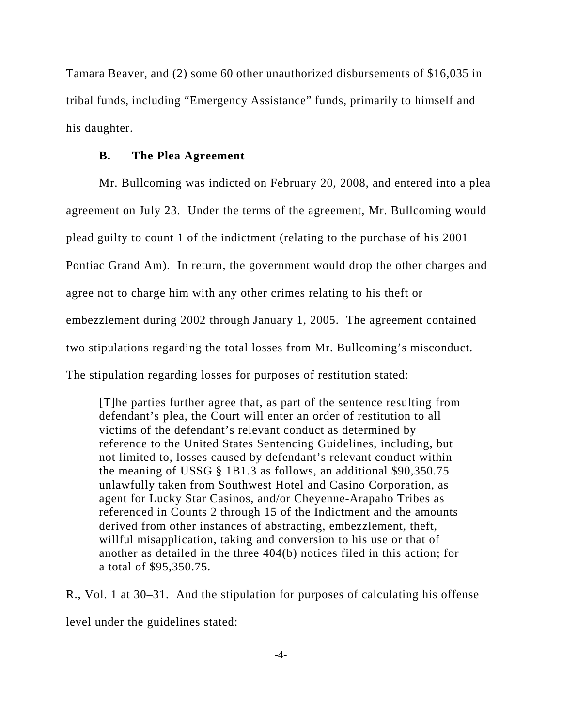Tamara Beaver, and (2) some 60 other unauthorized disbursements of $16,035 in tribal funds, including "Emergency Assistance" funds, primarily to himself and his daughter.

### B. The Plea Agreement

Mr. Bullcoming was indicted on February 20, 2008, and entered into a plea agreement on July 23. Under the terms of the agreement, Mr. Bullcoming would plead guilty to count 1 of the indictment (relating to the purchase of his 2001 Pontiac Grand Am). In return, the government would drop the other charges and agree not to charge him with any other crimes relating to his theft or embezzlement during 2002 through January 1, 2005. The agreement contained two stipulations regarding the total losses from Mr. Bullcoming's misconduct. The stipulation regarding losses for purposes of restitution stated:

> [T]he parties further agree that, as part of the sentence resulting from defendant's plea, the Court will enter an order of restitution to all victims of the defendant's relevant conduct as determined by reference to the United States Sentencing Guidelines, including, but not limited to, losses caused by defendant's relevant conduct within the meaning of USSG § 1B1.3 as follows, an additional $90,350.75 unlawfully taken from Southwest Hotel and Casino Corporation, as agent for Lucky Star Casinos, and/or Cheyenne-Arapaho Tribes as referenced in Counts 2 through 15 of the Indictment and the amounts derived from other instances of abstracting, embezzlement, theft, willful misapplication, taking and conversion to his use or that of another as detailed in the three 404(b) notices filed in this action; for a total of $95,350.75.

R., Vol. 1 at 30–31. And the stipulation for purposes of calculating his offense level under the guidelines stated: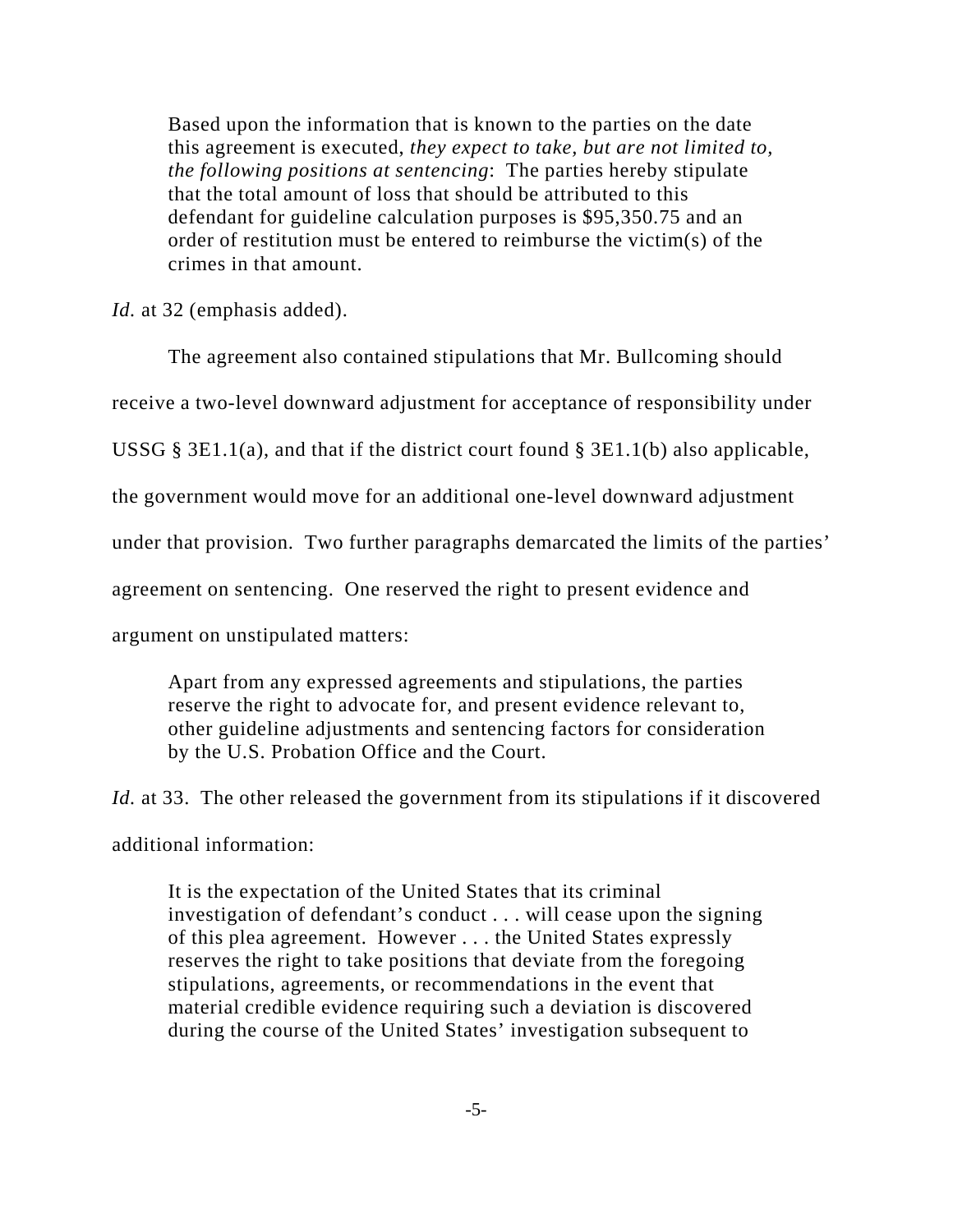> Based upon the information that is known to the parties on the date this agreement is executed, *they expect to take, but are not limited to, the following positions at sentencing*: The parties hereby stipulate that the total amount of loss that should be attributed to this defendant for guideline calculation purposes is $95,350.75 and an order of restitution must be entered to reimburse the victim(s) of the crimes in that amount.

*Id.* at 32 (emphasis added).

The agreement also contained stipulations that Mr. Bullcoming should receive a two-level downward adjustment for acceptance of responsibility under USSG § 3E1.1(a), and that if the district court found § 3E1.1(b) also applicable, the government would move for an additional one-level downward adjustment under that provision. Two further paragraphs demarcated the limits of the parties' agreement on sentencing. One reserved the right to present evidence and argument on unstipulated matters:

> Apart from any expressed agreements and stipulations, the parties reserve the right to advocate for, and present evidence relevant to, other guideline adjustments and sentencing factors for consideration by the U.S. Probation Office and the Court.

*Id.* at 33. The other released the government from its stipulations if it discovered additional information:

> It is the expectation of the United States that its criminal investigation of defendant's conduct . . . will cease upon the signing of this plea agreement. However . . . the United States expressly reserves the right to take positions that deviate from the foregoing stipulations, agreements, or recommendations in the event that material credible evidence requiring such a deviation is discovered during the course of the United States' investigation subsequent to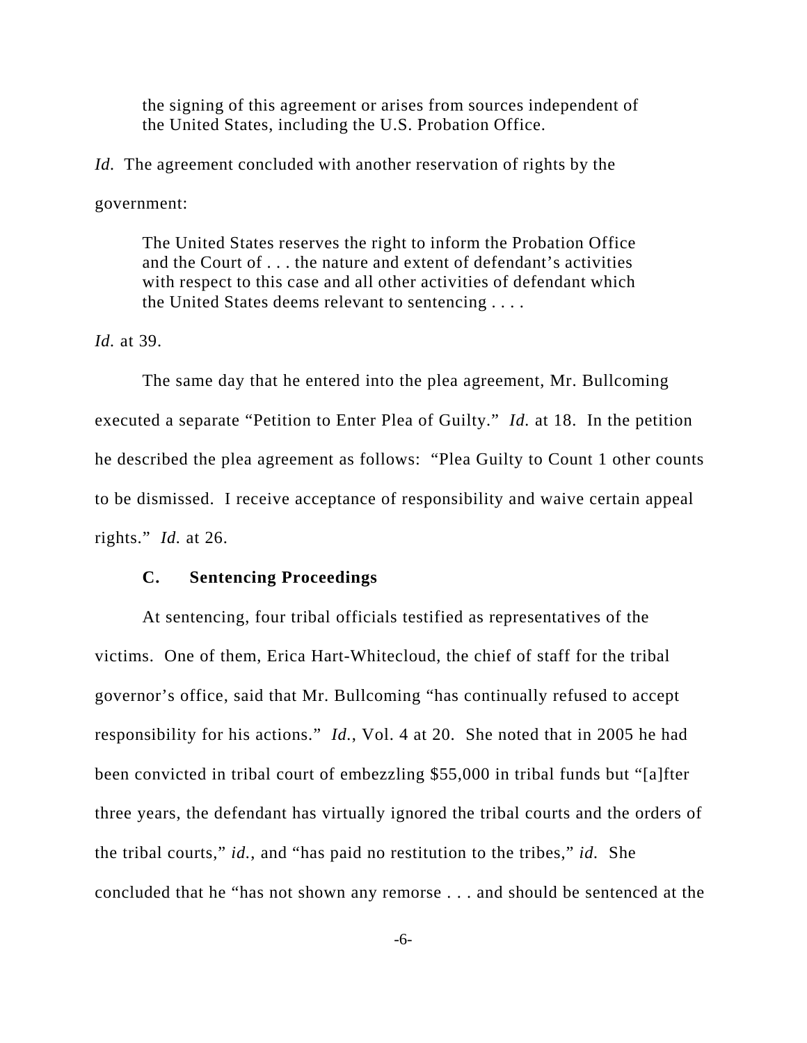> the signing of this agreement or arises from sources independent of the United States, including the U.S. Probation Office.

*Id.* The agreement concluded with another reservation of rights by the government:

> The United States reserves the right to inform the Probation Office and the Court of . . . the nature and extent of defendant's activities with respect to this case and all other activities of defendant which the United States deems relevant to sentencing . . . .

*Id.* at 39.

The same day that he entered into the plea agreement, Mr. Bullcoming executed a separate "Petition to Enter Plea of Guilty." *Id.* at 18. In the petition he described the plea agreement as follows: "Plea Guilty to Count 1 other counts to be dismissed. I receive acceptance of responsibility and waive certain appeal rights." *Id.* at 26.

### C. Sentencing Proceedings

At sentencing, four tribal officials testified as representatives of the victims. One of them, Erica Hart-Whitecloud, the chief of staff for the tribal governor's office, said that Mr. Bullcoming "has continually refused to accept responsibility for his actions." *Id.*, Vol. 4 at 20. She noted that in 2005 he had been convicted in tribal court of embezzling $55,000 in tribal funds but "[a]fter three years, the defendant has virtually ignored the tribal courts and the orders of the tribal courts," *id.*, and "has paid no restitution to the tribes," *id.* She concluded that he "has not shown any remorse . . . and should be sentenced at the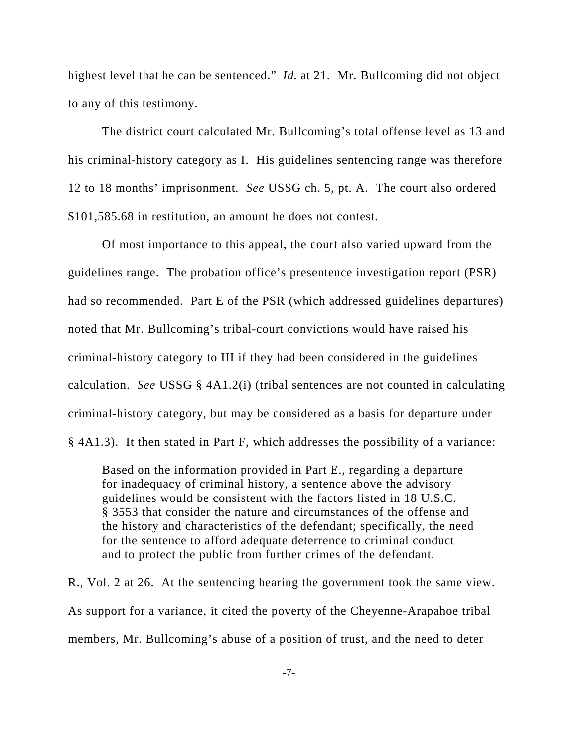highest level that he can be sentenced." *Id.* at 21. Mr. Bullcoming did not object to any of this testimony.

The district court calculated Mr. Bullcoming's total offense level as 13 and his criminal-history category as I. His guidelines sentencing range was therefore 12 to 18 months' imprisonment. *See* USSG ch. 5, pt. A. The court also ordered $101,585.68 in restitution, an amount he does not contest.

Of most importance to this appeal, the court also varied upward from the guidelines range. The probation office's presentence investigation report (PSR) had so recommended. Part E of the PSR (which addressed guidelines departures) noted that Mr. Bullcoming's tribal-court convictions would have raised his criminal-history category to III if they had been considered in the guidelines calculation. *See* USSG § 4A1.2(i) (tribal sentences are not counted in calculating criminal-history category, but may be considered as a basis for departure under § 4A1.3). It then stated in Part F, which addresses the possibility of a variance:

> Based on the information provided in Part E., regarding a departure for inadequacy of criminal history, a sentence above the advisory guidelines would be consistent with the factors listed in 18 U.S.C. § 3553 that consider the nature and circumstances of the offense and the history and characteristics of the defendant; specifically, the need for the sentence to afford adequate deterrence to criminal conduct and to protect the public from further crimes of the defendant.

R., Vol. 2 at 26. At the sentencing hearing the government took the same view. As support for a variance, it cited the poverty of the Cheyenne-Arapahoe tribal members, Mr. Bullcoming's abuse of a position of trust, and the need to deter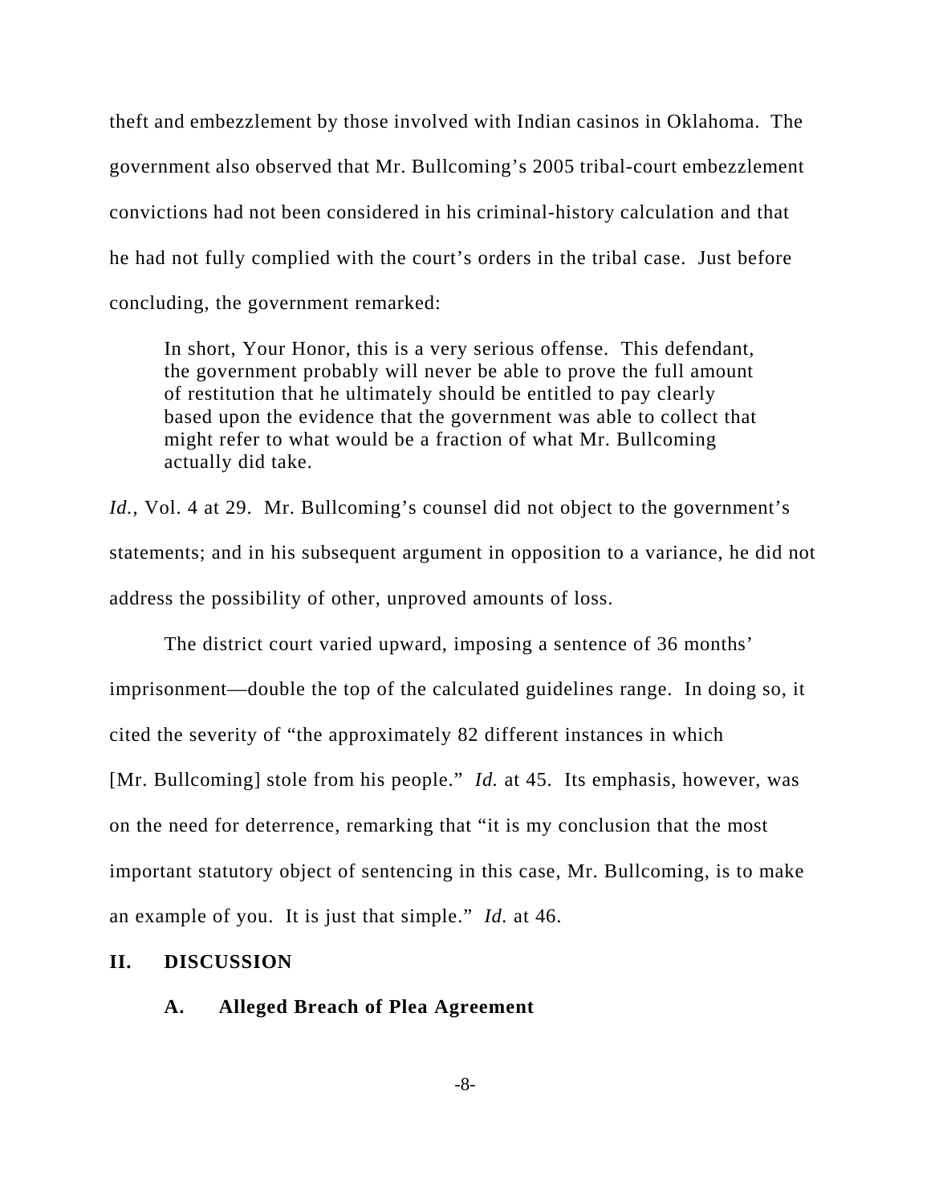theft and embezzlement by those involved with Indian casinos in Oklahoma. The government also observed that Mr. Bullcoming's 2005 tribal-court embezzlement convictions had not been considered in his criminal-history calculation and that he had not fully complied with the court's orders in the tribal case. Just before concluding, the government remarked:

> In short, Your Honor, this is a very serious offense. This defendant, the government probably will never be able to prove the full amount of restitution that he ultimately should be entitled to pay clearly based upon the evidence that the government was able to collect that might refer to what would be a fraction of what Mr. Bullcoming actually did take.

*Id.*, Vol. 4 at 29. Mr. Bullcoming's counsel did not object to the government's statements; and in his subsequent argument in opposition to a variance, he did not address the possibility of other, unproved amounts of loss.

The district court varied upward, imposing a sentence of 36 months' imprisonment—double the top of the calculated guidelines range. In doing so, it cited the severity of "the approximately 82 different instances in which [Mr. Bullcoming] stole from his people." *Id.* at 45. Its emphasis, however, was on the need for deterrence, remarking that "it is my conclusion that the most important statutory object of sentencing in this case, Mr. Bullcoming, is to make an example of you. It is just that simple." *Id.* at 46.

## II. DISCUSSION

### A. Alleged Breach of Plea Agreement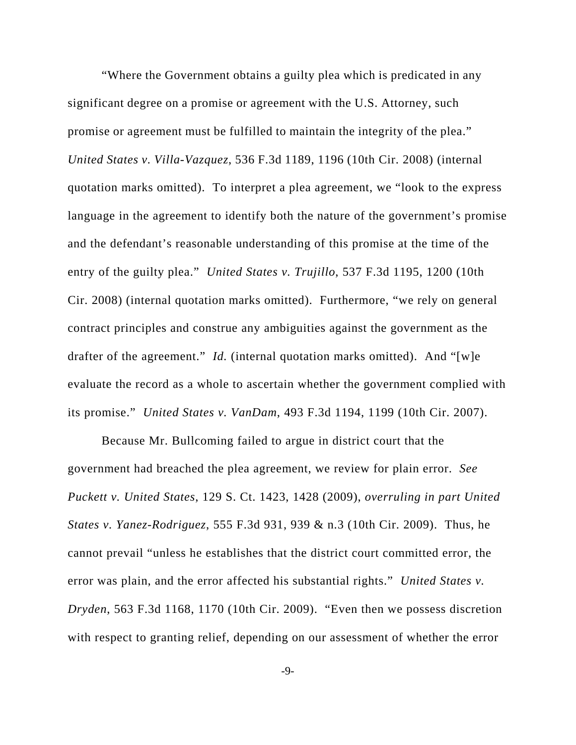"Where the Government obtains a guilty plea which is predicated in any significant degree on a promise or agreement with the U.S. Attorney, such promise or agreement must be fulfilled to maintain the integrity of the plea." *United States v. Villa-Vazquez*, 536 F.3d 1189, 1196 (10th Cir. 2008) (internal quotation marks omitted). To interpret a plea agreement, we "look to the express language in the agreement to identify both the nature of the government's promise and the defendant's reasonable understanding of this promise at the time of the entry of the guilty plea." *United States v. Trujillo*, 537 F.3d 1195, 1200 (10th Cir. 2008) (internal quotation marks omitted). Furthermore, "we rely on general contract principles and construe any ambiguities against the government as the drafter of the agreement." *Id.* (internal quotation marks omitted). And "[w]e evaluate the record as a whole to ascertain whether the government complied with its promise." *United States v. VanDam*, 493 F.3d 1194, 1199 (10th Cir. 2007).

Because Mr. Bullcoming failed to argue in district court that the government had breached the plea agreement, we review for plain error. *See Puckett v. United States*, 129 S. Ct. 1423, 1428 (2009), *overruling in part United States v. Yanez-Rodriguez*, 555 F.3d 931, 939 & n.3 (10th Cir. 2009). Thus, he cannot prevail "unless he establishes that the district court committed error, the error was plain, and the error affected his substantial rights." *United States v. Dryden*, 563 F.3d 1168, 1170 (10th Cir. 2009). "Even then we possess discretion with respect to granting relief, depending on our assessment of whether the error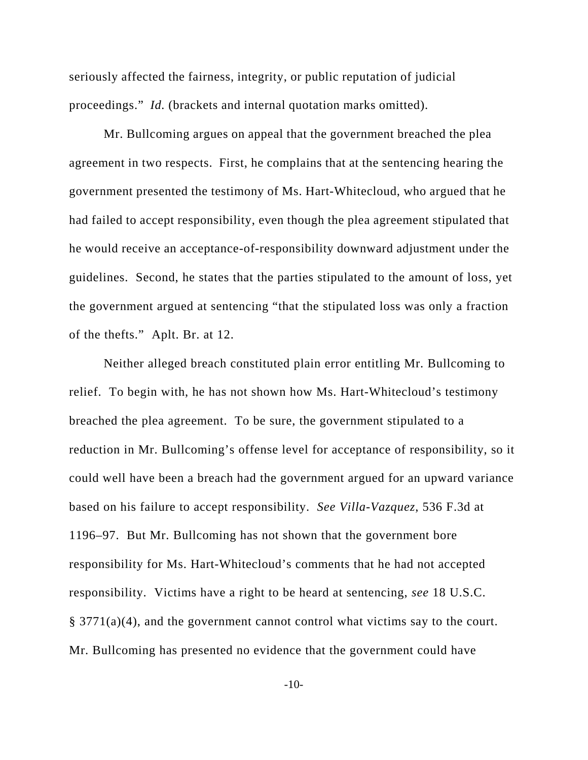seriously affected the fairness, integrity, or public reputation of judicial proceedings." *Id.* (brackets and internal quotation marks omitted).

Mr. Bullcoming argues on appeal that the government breached the plea agreement in two respects. First, he complains that at the sentencing hearing the government presented the testimony of Ms. Hart-Whitecloud, who argued that he had failed to accept responsibility, even though the plea agreement stipulated that he would receive an acceptance-of-responsibility downward adjustment under the guidelines. Second, he states that the parties stipulated to the amount of loss, yet the government argued at sentencing "that the stipulated loss was only a fraction of the thefts." Aplt. Br. at 12.

Neither alleged breach constituted plain error entitling Mr. Bullcoming to relief. To begin with, he has not shown how Ms. Hart-Whitecloud's testimony breached the plea agreement. To be sure, the government stipulated to a reduction in Mr. Bullcoming's offense level for acceptance of responsibility, so it could well have been a breach had the government argued for an upward variance based on his failure to accept responsibility. *See Villa-Vazquez*, 536 F.3d at 1196–97. But Mr. Bullcoming has not shown that the government bore responsibility for Ms. Hart-Whitecloud's comments that he had not accepted responsibility. Victims have a right to be heard at sentencing, *see* 18 U.S.C. § 3771(a)(4), and the government cannot control what victims say to the court. Mr. Bullcoming has presented no evidence that the government could have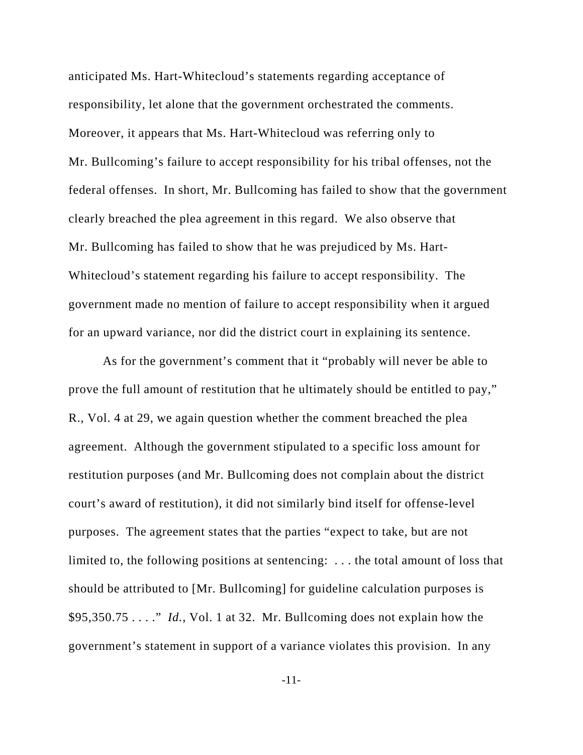anticipated Ms. Hart-Whitecloud's statements regarding acceptance of responsibility, let alone that the government orchestrated the comments. Moreover, it appears that Ms. Hart-Whitecloud was referring only to Mr. Bullcoming's failure to accept responsibility for his tribal offenses, not the federal offenses. In short, Mr. Bullcoming has failed to show that the government clearly breached the plea agreement in this regard. We also observe that Mr. Bullcoming has failed to show that he was prejudiced by Ms. Hart-Whitecloud's statement regarding his failure to accept responsibility. The government made no mention of failure to accept responsibility when it argued for an upward variance, nor did the district court in explaining its sentence.

As for the government's comment that it "probably will never be able to prove the full amount of restitution that he ultimately should be entitled to pay," R., Vol. 4 at 29, we again question whether the comment breached the plea agreement. Although the government stipulated to a specific loss amount for restitution purposes (and Mr. Bullcoming does not complain about the district court's award of restitution), it did not similarly bind itself for offense-level purposes. The agreement states that the parties "expect to take, but are not limited to, the following positions at sentencing: . . . the total amount of loss that should be attributed to [Mr. Bullcoming] for guideline calculation purposes is $95,350.75 . . . ." *Id.*, Vol. 1 at 32. Mr. Bullcoming does not explain how the government's statement in support of a variance violates this provision. In any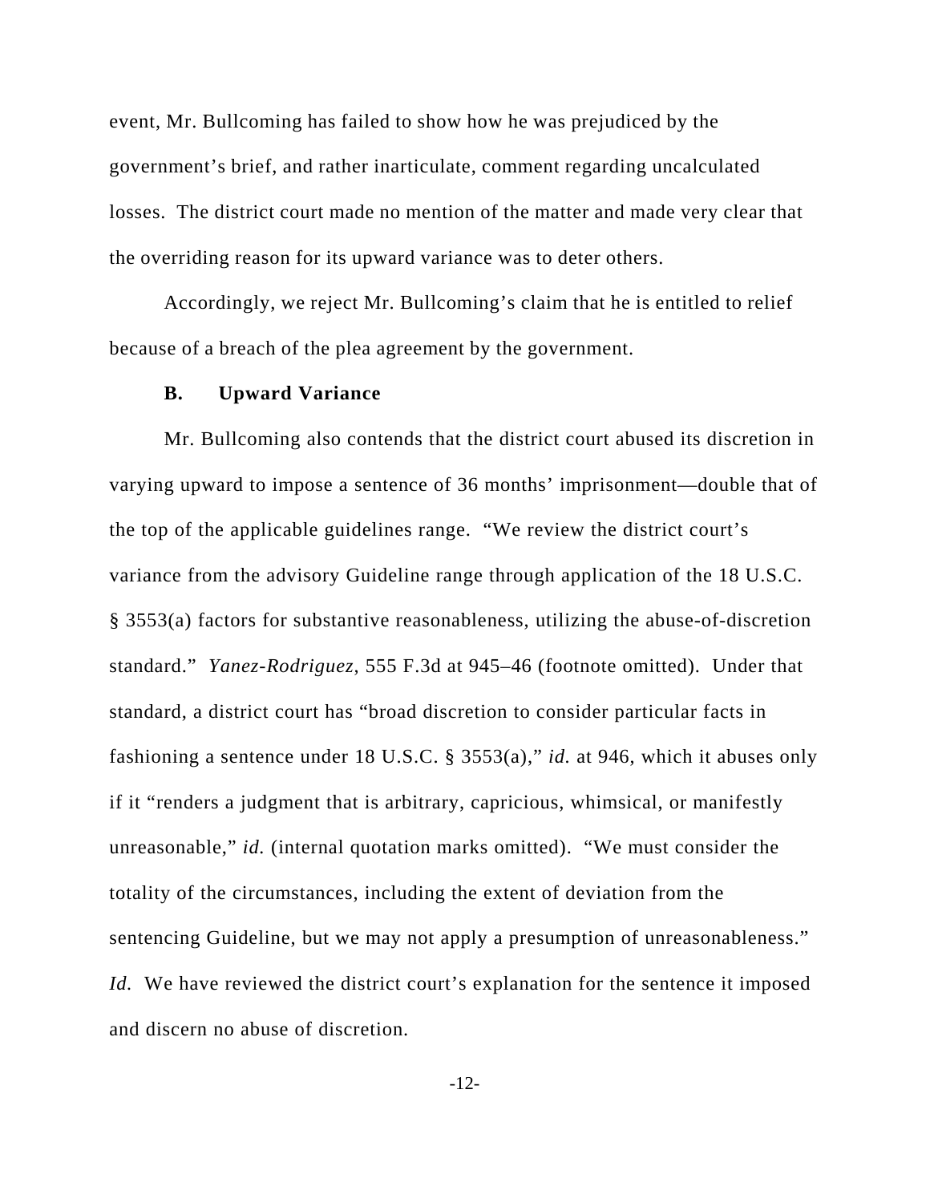event, Mr. Bullcoming has failed to show how he was prejudiced by the government's brief, and rather inarticulate, comment regarding uncalculated losses. The district court made no mention of the matter and made very clear that the overriding reason for its upward variance was to deter others.

Accordingly, we reject Mr. Bullcoming's claim that he is entitled to relief because of a breach of the plea agreement by the government.

### B. Upward Variance

Mr. Bullcoming also contends that the district court abused its discretion in varying upward to impose a sentence of 36 months' imprisonment—double that of the top of the applicable guidelines range. "We review the district court's variance from the advisory Guideline range through application of the 18 U.S.C. § 3553(a) factors for substantive reasonableness, utilizing the abuse-of-discretion standard." *Yanez-Rodriguez*, 555 F.3d at 945–46 (footnote omitted). Under that standard, a district court has "broad discretion to consider particular facts in fashioning a sentence under 18 U.S.C. § 3553(a)," *id.* at 946, which it abuses only if it "renders a judgment that is arbitrary, capricious, whimsical, or manifestly unreasonable," *id.* (internal quotation marks omitted). "We must consider the totality of the circumstances, including the extent of deviation from the sentencing Guideline, but we may not apply a presumption of unreasonableness." *Id.* We have reviewed the district court's explanation for the sentence it imposed and discern no abuse of discretion.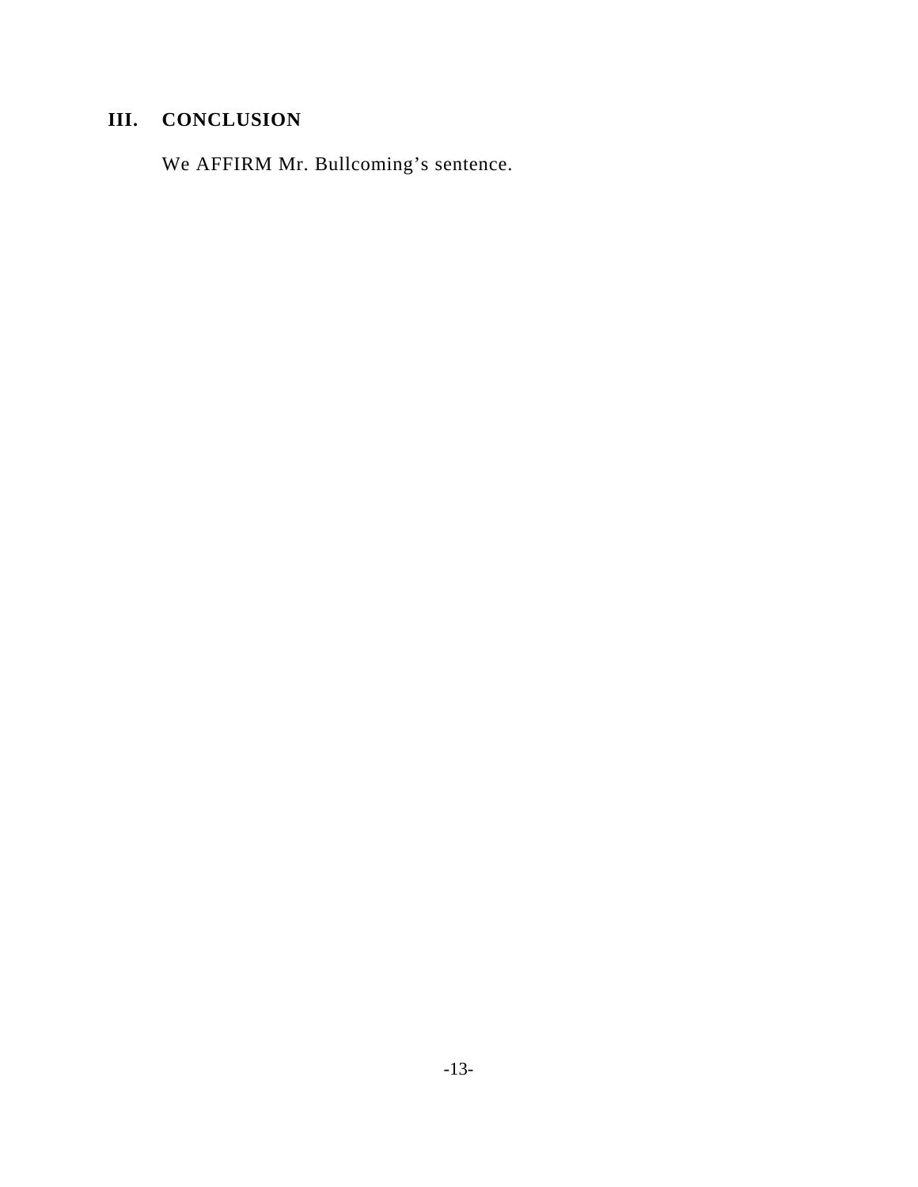## III. CONCLUSION

We AFFIRM Mr. Bullcoming's sentence.